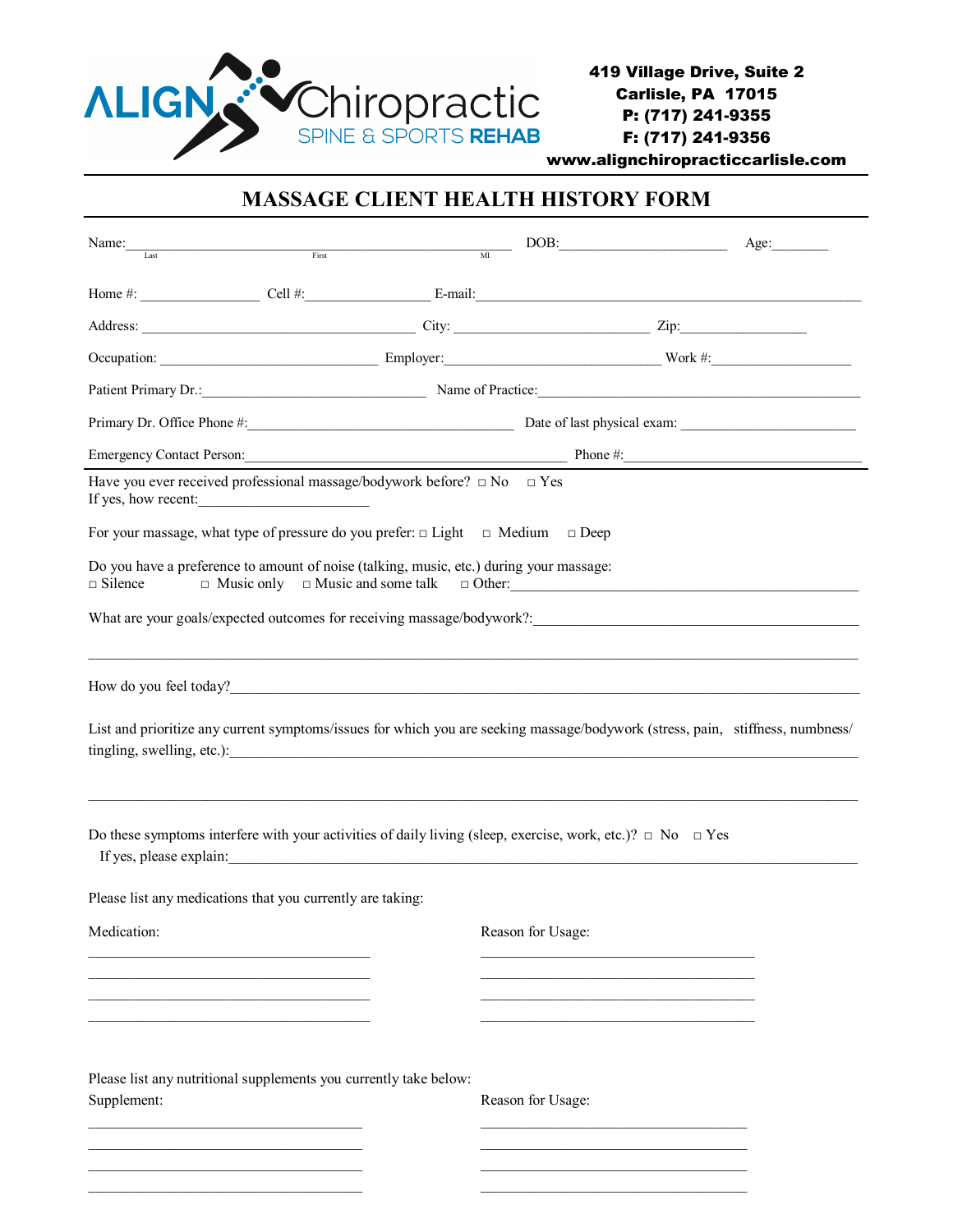ALIGN Chiropractic
SPINE & SPORTS REHAB

**419 Village Drive, Suite 2**
**Carlisle, PA 17015**
**P: (717) 241-9355**
**F: (717) 241-9356**
**www.alignchiropracticcarlisle.com**

# MASSAGE CLIENT HEALTH HISTORY FORM

Name:\_\_\_\_\_\_\_\_\_\_\_\_\_\_\_\_\_\_\_\_\_\_\_\_\_\_\_\_\_\_\_\_\_\_\_\_\_\_\_\_\_\_\_\_\_\_\_\_\_\_ DOB:\_\_\_\_\_\_\_\_\_\_\_\_\_\_\_\_\_\_\_\_\_\_\_ Age:\_\_\_\_\_\_\_\_
Last First MI

Home #: \_\_\_\_\_\_\_\_\_\_\_\_\_\_\_\_ Cell #:\_\_\_\_\_\_\_\_\_\_\_\_\_\_\_\_\_ E-mail:\_\_\_\_\_\_\_\_\_\_\_\_\_\_\_\_\_\_\_\_\_\_\_\_\_\_\_\_\_\_\_\_\_\_\_\_\_\_\_\_\_\_\_\_\_\_\_\_\_\_

Address: \_\_\_\_\_\_\_\_\_\_\_\_\_\_\_\_\_\_\_\_\_\_\_\_\_\_\_\_\_\_\_\_\_\_\_\_\_\_ City: \_\_\_\_\_\_\_\_\_\_\_\_\_\_\_\_\_\_\_\_\_\_\_\_\_\_\_ Zip:\_\_\_\_\_\_\_\_\_\_\_\_\_\_\_\_\_

Occupation: \_\_\_\_\_\_\_\_\_\_\_\_\_\_\_\_\_\_\_\_\_\_\_\_\_\_\_\_\_\_ Employer:\_\_\_\_\_\_\_\_\_\_\_\_\_\_\_\_\_\_\_\_\_\_\_\_\_\_\_\_\_\_ Work #:\_\_\_\_\_\_\_\_\_\_\_\_\_\_\_\_\_\_\_

Patient Primary Dr.:\_\_\_\_\_\_\_\_\_\_\_\_\_\_\_\_\_\_\_\_\_\_\_\_\_\_\_\_\_\_\_ Name of Practice:\_\_\_\_\_\_\_\_\_\_\_\_\_\_\_\_\_\_\_\_\_\_\_\_\_\_\_\_\_\_\_\_\_\_\_\_\_\_\_\_\_\_\_\_\_

Primary Dr. Office Phone #:\_\_\_\_\_\_\_\_\_\_\_\_\_\_\_\_\_\_\_\_\_\_\_\_\_\_\_\_\_\_\_\_\_\_\_\_\_ Date of last physical exam: \_\_\_\_\_\_\_\_\_\_\_\_\_\_\_\_\_\_\_\_\_\_\_\_

Emergency Contact Person:\_\_\_\_\_\_\_\_\_\_\_\_\_\_\_\_\_\_\_\_\_\_\_\_\_\_\_\_\_\_\_\_\_\_\_\_\_\_\_\_\_\_\_\_\_ Phone #:\_\_\_\_\_\_\_\_\_\_\_\_\_\_\_\_\_\_\_\_\_\_\_\_\_\_\_\_\_\_\_\_\_\_\_

---

Have you ever received professional massage/bodywork before? □ No □ Yes
If yes, how recent:\_\_\_\_\_\_\_\_\_\_\_\_\_\_\_\_\_\_\_\_\_\_\_

For your massage, what type of pressure do you prefer: □ Light □ Medium □ Deep

Do you have a preference to amount of noise (talking, music, etc.) during your massage:
□ Silence □ Music only □ Music and some talk □ Other:\_\_\_\_\_\_\_\_\_\_\_\_\_\_\_\_\_\_\_\_\_\_\_\_\_\_\_\_\_\_\_\_\_\_\_\_\_\_\_\_\_\_\_\_\_\_\_\_\_

What are your goals/expected outcomes for receiving massage/bodywork?:\_\_\_\_\_\_\_\_\_\_\_\_\_\_\_\_\_\_\_\_\_\_\_\_\_\_\_\_\_\_\_\_\_\_\_\_\_\_\_\_\_\_\_\_
\_\_\_\_\_\_\_\_\_\_\_\_\_\_\_\_\_\_\_\_\_\_\_\_\_\_\_\_\_\_\_\_\_\_\_\_\_\_\_\_\_\_\_\_\_\_\_\_\_\_\_\_\_\_\_\_\_\_\_\_\_\_\_\_\_\_\_\_\_\_\_\_\_\_\_\_\_\_\_\_\_\_\_\_\_\_\_\_\_\_\_\_\_\_\_\_\_\_\_\_\_\_\_\_

How do you feel today?\_\_\_\_\_\_\_\_\_\_\_\_\_\_\_\_\_\_\_\_\_\_\_\_\_\_\_\_\_\_\_\_\_\_\_\_\_\_\_\_\_\_\_\_\_\_\_\_\_\_\_\_\_\_\_\_\_\_\_\_\_\_\_\_\_\_\_\_\_\_\_\_\_\_\_\_\_\_\_\_\_\_\_

List and prioritize any current symptoms/issues for which you are seeking massage/bodywork (stress, pain, stiffness, numbness/ tingling, swelling, etc.):\_\_\_\_\_\_\_\_\_\_\_\_\_\_\_\_\_\_\_\_\_\_\_\_\_\_\_\_\_\_\_\_\_\_\_\_\_\_\_\_\_\_\_\_\_\_\_\_\_\_\_\_\_\_\_\_\_\_\_\_\_\_\_\_\_\_\_\_\_\_\_\_\_\_\_\_\_\_\_\_\_\_\_\_
\_\_\_\_\_\_\_\_\_\_\_\_\_\_\_\_\_\_\_\_\_\_\_\_\_\_\_\_\_\_\_\_\_\_\_\_\_\_\_\_\_\_\_\_\_\_\_\_\_\_\_\_\_\_\_\_\_\_\_\_\_\_\_\_\_\_\_\_\_\_\_\_\_\_\_\_\_\_\_\_\_\_\_\_\_\_\_\_\_\_\_\_\_\_\_\_\_\_\_\_\_\_\_\_

Do these symptoms interfere with your activities of daily living (sleep, exercise, work, etc.)? □ No □ Yes
If yes, please explain:\_\_\_\_\_\_\_\_\_\_\_\_\_\_\_\_\_\_\_\_\_\_\_\_\_\_\_\_\_\_\_\_\_\_\_\_\_\_\_\_\_\_\_\_\_\_\_\_\_\_\_\_\_\_\_\_\_\_\_\_\_\_\_\_\_\_\_\_\_\_\_\_\_\_\_\_\_\_\_\_\_\_\_

Please list any medications that you currently are taking:

| Medication: | Reason for Usage: |
| --- | --- |
| \_\_\_\_\_\_\_\_\_\_\_\_\_\_\_\_\_\_\_\_\_\_\_\_\_\_\_\_\_\_\_\_\_\_\_\_\_\_\_ | \_\_\_\_\_\_\_\_\_\_\_\_\_\_\_\_\_\_\_\_\_\_\_\_\_\_\_\_\_\_\_\_\_\_\_\_\_\_\_ |
| \_\_\_\_\_\_\_\_\_\_\_\_\_\_\_\_\_\_\_\_\_\_\_\_\_\_\_\_\_\_\_\_\_\_\_\_\_\_\_ | \_\_\_\_\_\_\_\_\_\_\_\_\_\_\_\_\_\_\_\_\_\_\_\_\_\_\_\_\_\_\_\_\_\_\_\_\_\_\_ |
| \_\_\_\_\_\_\_\_\_\_\_\_\_\_\_\_\_\_\_\_\_\_\_\_\_\_\_\_\_\_\_\_\_\_\_\_\_\_\_ | \_\_\_\_\_\_\_\_\_\_\_\_\_\_\_\_\_\_\_\_\_\_\_\_\_\_\_\_\_\_\_\_\_\_\_\_\_\_\_ |
| \_\_\_\_\_\_\_\_\_\_\_\_\_\_\_\_\_\_\_\_\_\_\_\_\_\_\_\_\_\_\_\_\_\_\_\_\_\_\_ | \_\_\_\_\_\_\_\_\_\_\_\_\_\_\_\_\_\_\_\_\_\_\_\_\_\_\_\_\_\_\_\_\_\_\_\_\_\_\_ |

Please list any nutritional supplements you currently take below:

| Supplement: | Reason for Usage: |
| --- | --- |
| \_\_\_\_\_\_\_\_\_\_\_\_\_\_\_\_\_\_\_\_\_\_\_\_\_\_\_\_\_\_\_\_\_\_\_\_\_\_ | \_\_\_\_\_\_\_\_\_\_\_\_\_\_\_\_\_\_\_\_\_\_\_\_\_\_\_\_\_\_\_\_\_\_\_\_\_\_ |
| \_\_\_\_\_\_\_\_\_\_\_\_\_\_\_\_\_\_\_\_\_\_\_\_\_\_\_\_\_\_\_\_\_\_\_\_\_\_ | \_\_\_\_\_\_\_\_\_\_\_\_\_\_\_\_\_\_\_\_\_\_\_\_\_\_\_\_\_\_\_\_\_\_\_\_\_\_ |
| \_\_\_\_\_\_\_\_\_\_\_\_\_\_\_\_\_\_\_\_\_\_\_\_\_\_\_\_\_\_\_\_\_\_\_\_\_\_ | \_\_\_\_\_\_\_\_\_\_\_\_\_\_\_\_\_\_\_\_\_\_\_\_\_\_\_\_\_\_\_\_\_\_\_\_\_\_ |
| \_\_\_\_\_\_\_\_\_\_\_\_\_\_\_\_\_\_\_\_\_\_\_\_\_\_\_\_\_\_\_\_\_\_\_\_\_\_ | \_\_\_\_\_\_\_\_\_\_\_\_\_\_\_\_\_\_\_\_\_\_\_\_\_\_\_\_\_\_\_\_\_\_\_\_\_\_ |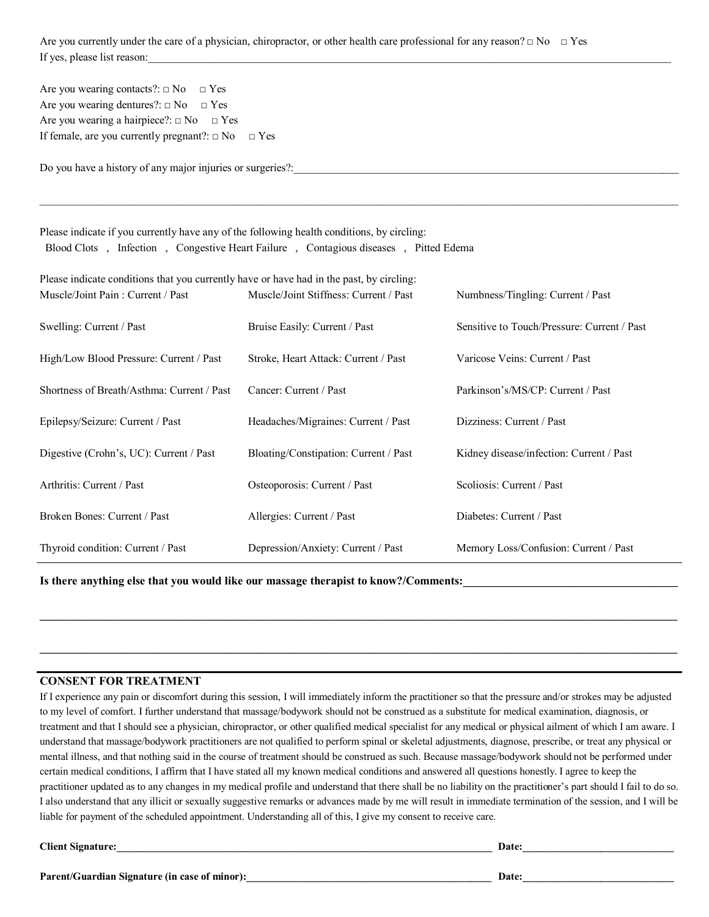Are you currently under the care of a physician, chiropractor, or other health care professional for any reason? □ No □ Yes
If yes, please list reason:___________________________________________________________________________________

Are you wearing contacts?: □ No □ Yes
Are you wearing dentures?: □ No □ Yes
Are you wearing a hairpiece?: □ No □ Yes
If female, are you currently pregnant?: □ No □ Yes

Do you have a history of any major injuries or surgeries?:_____________________________________________________________

_______________________________________________________________________________________________

Please indicate if you currently have any of the following health conditions, by circling:
Blood Clots , Infection , Congestive Heart Failure , Contagious diseases , Pitted Edema

Please indicate conditions that you currently have or have had in the past, by circling:

| | | |
|---|---|---|
| Muscle/Joint Pain : Current / Past | Muscle/Joint Stiffness: Current / Past | Numbness/Tingling: Current / Past |
| Swelling: Current / Past | Bruise Easily: Current / Past | Sensitive to Touch/Pressure: Current / Past |
| High/Low Blood Pressure: Current / Past | Stroke, Heart Attack: Current / Past | Varicose Veins: Current / Past |
| Shortness of Breath/Asthma: Current / Past | Cancer: Current / Past | Parkinson's/MS/CP: Current / Past |
| Epilepsy/Seizure: Current / Past | Headaches/Migraines: Current / Past | Dizziness: Current / Past |
| Digestive (Crohn's, UC): Current / Past | Bloating/Constipation: Current / Past | Kidney disease/infection: Current / Past |
| Arthritis: Current / Past | Osteoporosis: Current / Past | Scoliosis: Current / Past |
| Broken Bones: Current / Past | Allergies: Current / Past | Diabetes: Current / Past |
| Thyroid condition: Current / Past | Depression/Anxiety: Current / Past | Memory Loss/Confusion: Current / Past |

**Is there anything else that you would like our massage therapist to know?/Comments:_______________________________**

_______________________________________________________________________________________________

_______________________________________________________________________________________________

## CONSENT FOR TREATMENT

If I experience any pain or discomfort during this session, I will immediately inform the practitioner so that the pressure and/or strokes may be adjusted to my level of comfort. I further understand that massage/bodywork should not be construed as a substitute for medical examination, diagnosis, or treatment and that I should see a physician, chiropractor, or other qualified medical specialist for any medical or physical ailment of which I am aware. I understand that massage/bodywork practitioners are not qualified to perform spinal or skeletal adjustments, diagnose, prescribe, or treat any physical or mental illness, and that nothing said in the course of treatment should be construed as such. Because massage/bodywork should not be performed under certain medical conditions, I affirm that I have stated all my known medical conditions and answered all questions honestly. I agree to keep the practitioner updated as to any changes in my medical profile and understand that there shall be no liability on the practitioner's part should I fail to do so. I also understand that any illicit or sexually suggestive remarks or advances made by me will result in immediate termination of the session, and I will be liable for payment of the scheduled appointment. Understanding all of this, I give my consent to receive care.

**Client Signature:**_____________________________________________ **Date:**_____________________

**Parent/Guardian Signature (in case of minor):**___________________________ **Date:**_____________________